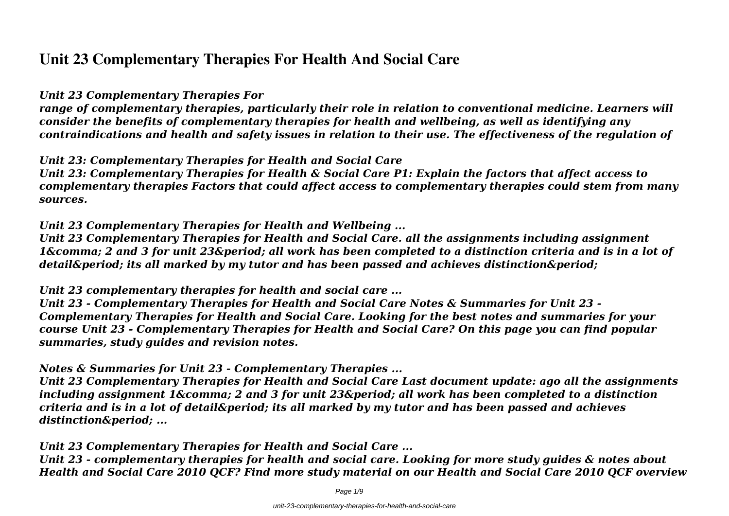# Unit 23 Complementary Therapies For Health And Social Care

***Unit 23 Complementary Therapies For***

***range of complementary therapies, particularly their role in relation to conventional medicine. Learners will consider the benefits of complementary therapies for health and wellbeing, as well as identifying any contraindications and health and safety issues in relation to their use. The effectiveness of the regulation of***

***Unit 23: Complementary Therapies for Health and Social Care***

***Unit 23: Complementary Therapies for Health & Social Care P1: Explain the factors that affect access to complementary therapies Factors that could affect access to complementary therapies could stem from many sources.***

***Unit 23 Complementary Therapies for Health and Wellbeing ...***

***Unit 23 Complementary Therapies for Health and Social Care. all the assignments including assignment 1&comma; 2 and 3 for unit 23&period; all work has been completed to a distinction criteria and is in a lot of detail&period; its all marked by my tutor and has been passed and achieves distinction&period;***

***Unit 23 complementary therapies for health and social care ...***

***Unit 23 - Complementary Therapies for Health and Social Care Notes & Summaries for Unit 23 - Complementary Therapies for Health and Social Care. Looking for the best notes and summaries for your course Unit 23 - Complementary Therapies for Health and Social Care? On this page you can find popular summaries, study guides and revision notes.***

***Notes & Summaries for Unit 23 - Complementary Therapies ...***

***Unit 23 Complementary Therapies for Health and Social Care Last document update: ago all the assignments including assignment 1&comma; 2 and 3 for unit 23&period; all work has been completed to a distinction criteria and is in a lot of detail&period; its all marked by my tutor and has been passed and achieves distinction&period; ...***

***Unit 23 Complementary Therapies for Health and Social Care ...***

***Unit 23 - complementary therapies for health and social care. Looking for more study guides & notes about Health and Social Care 2010 QCF? Find more study material on our Health and Social Care 2010 QCF overview***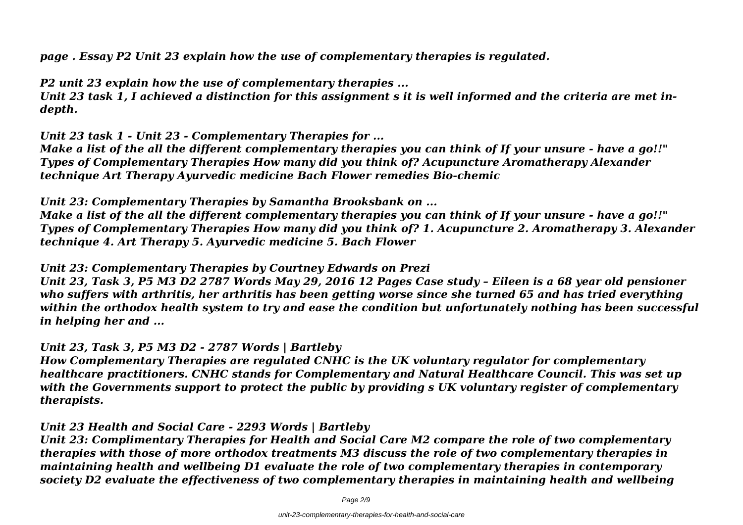*page . Essay P2 Unit 23 explain how the use of complementary therapies is regulated.*

*P2 unit 23 explain how the use of complementary therapies ...*
*Unit 23 task 1, I achieved a distinction for this assignment s it is well informed and the criteria are met in-depth.*

*Unit 23 task 1 - Unit 23 - Complementary Therapies for ...*
*Make a list of the all the different complementary therapies you can think of If your unsure - have a go!!" Types of Complementary Therapies How many did you think of? Acupuncture Aromatherapy Alexander technique Art Therapy Ayurvedic medicine Bach Flower remedies Bio-chemic*

*Unit 23: Complementary Therapies by Samantha Brooksbank on ...*
*Make a list of the all the different complementary therapies you can think of If your unsure - have a go!!" Types of Complementary Therapies How many did you think of? 1. Acupuncture 2. Aromatherapy 3. Alexander technique 4. Art Therapy 5. Ayurvedic medicine 5. Bach Flower*

*Unit 23: Complementary Therapies by Courtney Edwards on Prezi*
*Unit 23, Task 3, P5 M3 D2 2787 Words May 29, 2016 12 Pages Case study – Eileen is a 68 year old pensioner who suffers with arthritis, her arthritis has been getting worse since she turned 65 and has tried everything within the orthodox health system to try and ease the condition but unfortunately nothing has been successful in helping her and ...*

*Unit 23, Task 3, P5 M3 D2 - 2787 Words | Bartleby*
*How Complementary Therapies are regulated CNHC is the UK voluntary regulator for complementary healthcare practitioners. CNHC stands for Complementary and Natural Healthcare Council. This was set up with the Governments support to protect the public by providing s UK voluntary register of complementary therapists.*

*Unit 23 Health and Social Care - 2293 Words | Bartleby*
*Unit 23: Complimentary Therapies for Health and Social Care M2 compare the role of two complementary therapies with those of more orthodox treatments M3 discuss the role of two complementary therapies in maintaining health and wellbeing D1 evaluate the role of two complementary therapies in contemporary society D2 evaluate the effectiveness of two complementary therapies in maintaining health and wellbeing*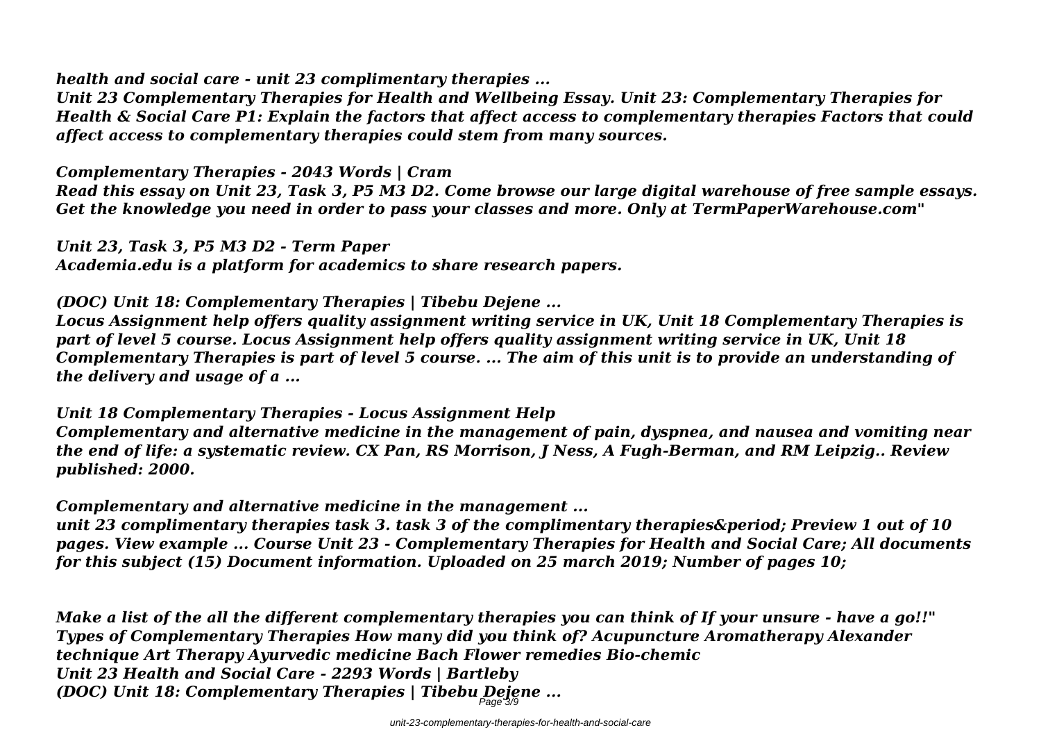*health and social care - unit 23 complimentary therapies ...*
*Unit 23 Complementary Therapies for Health and Wellbeing Essay. Unit 23: Complementary Therapies for Health & Social Care P1: Explain the factors that affect access to complementary therapies Factors that could affect access to complementary therapies could stem from many sources.*

*Complementary Therapies - 2043 Words | Cram*
*Read this essay on Unit 23, Task 3, P5 M3 D2. Come browse our large digital warehouse of free sample essays. Get the knowledge you need in order to pass your classes and more. Only at TermPaperWarehouse.com"*

*Unit 23, Task 3, P5 M3 D2 - Term Paper*
*Academia.edu is a platform for academics to share research papers.*

*(DOC) Unit 18: Complementary Therapies | Tibebu Dejene ...*
*Locus Assignment help offers quality assignment writing service in UK, Unit 18 Complementary Therapies is part of level 5 course. Locus Assignment help offers quality assignment writing service in UK, Unit 18 Complementary Therapies is part of level 5 course. ... The aim of this unit is to provide an understanding of the delivery and usage of a ...*

*Unit 18 Complementary Therapies - Locus Assignment Help*
*Complementary and alternative medicine in the management of pain, dyspnea, and nausea and vomiting near the end of life: a systematic review. CX Pan, RS Morrison, J Ness, A Fugh-Berman, and RM Leipzig.. Review published: 2000.*

*Complementary and alternative medicine in the management ...*
*unit 23 complimentary therapies task 3. task 3 of the complimentary therapies&period; Preview 1 out of 10 pages. View example ... Course Unit 23 - Complementary Therapies for Health and Social Care; All documents for this subject (15) Document information. Uploaded on 25 march 2019; Number of pages 10;*

*Make a list of the all the different complementary therapies you can think of If your unsure - have a go!!" Types of Complementary Therapies How many did you think of? Acupuncture Aromatherapy Alexander technique Art Therapy Ayurvedic medicine Bach Flower remedies Bio-chemic*
*Unit 23 Health and Social Care - 2293 Words | Bartleby*
*(DOC) Unit 18: Complementary Therapies | Tibebu Dejene ...*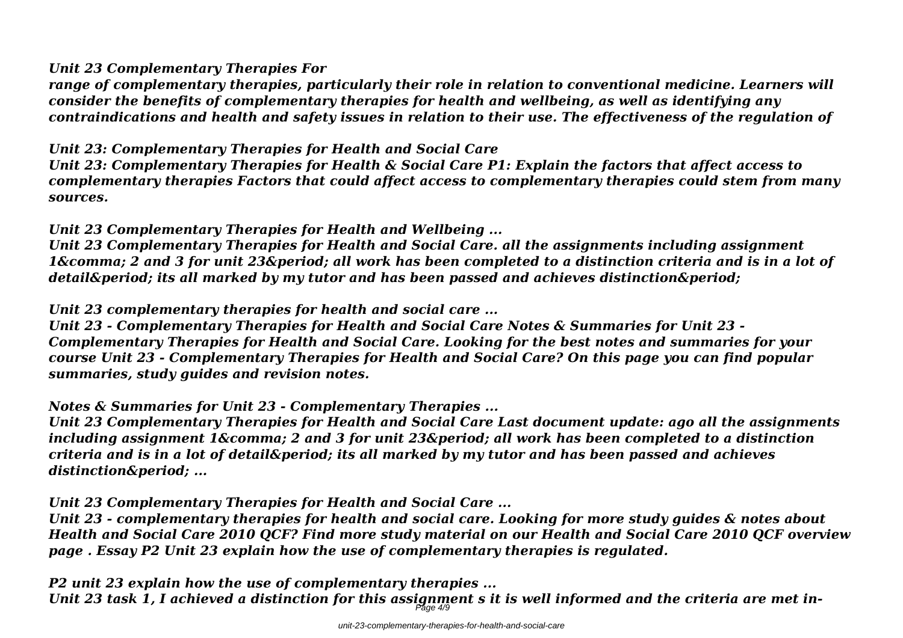*Unit 23 Complementary Therapies For*

*range of complementary therapies, particularly their role in relation to conventional medicine. Learners will consider the benefits of complementary therapies for health and wellbeing, as well as identifying any contraindications and health and safety issues in relation to their use. The effectiveness of the regulation of*

*Unit 23: Complementary Therapies for Health and Social Care*

*Unit 23: Complementary Therapies for Health & Social Care P1: Explain the factors that affect access to complementary therapies Factors that could affect access to complementary therapies could stem from many sources.*

*Unit 23 Complementary Therapies for Health and Wellbeing ...*

*Unit 23 Complementary Therapies for Health and Social Care. all the assignments including assignment 1&comma; 2 and 3 for unit 23&period; all work has been completed to a distinction criteria and is in a lot of detail&period; its all marked by my tutor and has been passed and achieves distinction&period;*

*Unit 23 complementary therapies for health and social care ...*

*Unit 23 - Complementary Therapies for Health and Social Care Notes & Summaries for Unit 23 - Complementary Therapies for Health and Social Care. Looking for the best notes and summaries for your course Unit 23 - Complementary Therapies for Health and Social Care? On this page you can find popular summaries, study guides and revision notes.*

*Notes & Summaries for Unit 23 - Complementary Therapies ...*

*Unit 23 Complementary Therapies for Health and Social Care Last document update: ago all the assignments including assignment 1&comma; 2 and 3 for unit 23&period; all work has been completed to a distinction criteria and is in a lot of detail&period; its all marked by my tutor and has been passed and achieves distinction&period; ...*

*Unit 23 Complementary Therapies for Health and Social Care ...*

*Unit 23 - complementary therapies for health and social care. Looking for more study guides & notes about Health and Social Care 2010 QCF? Find more study material on our Health and Social Care 2010 QCF overview page . Essay P2 Unit 23 explain how the use of complementary therapies is regulated.*

*P2 unit 23 explain how the use of complementary therapies ...*

*Unit 23 task 1, I achieved a distinction for this assignment s it is well informed and the criteria are met in-*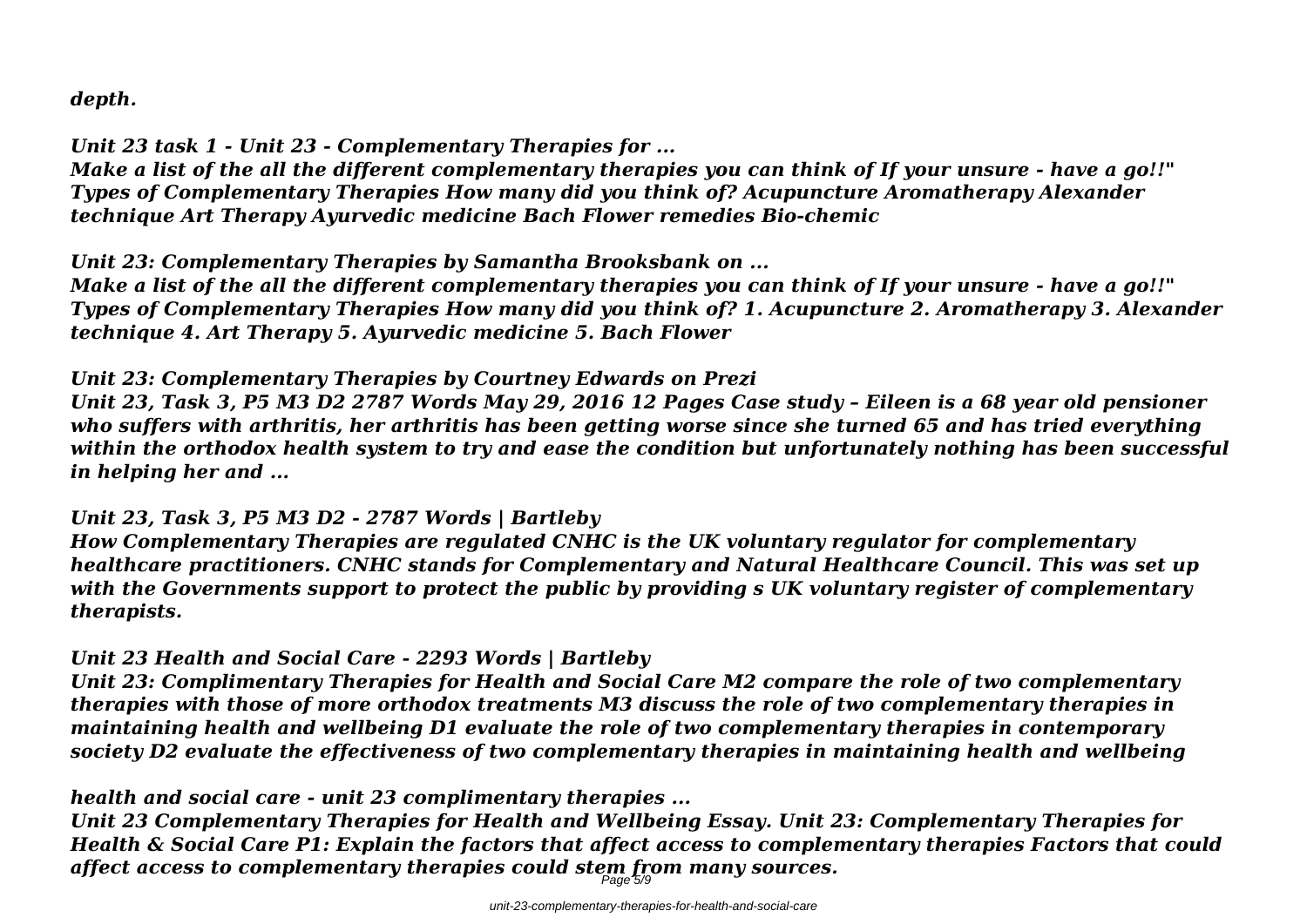*depth.*

***Unit 23 task 1 - Unit 23 - Complementary Therapies for ...***

***Make a list of the all the different complementary therapies you can think of If your unsure - have a go!!" Types of Complementary Therapies How many did you think of? Acupuncture Aromatherapy Alexander technique Art Therapy Ayurvedic medicine Bach Flower remedies Bio-chemic***

***Unit 23: Complementary Therapies by Samantha Brooksbank on ...***

***Make a list of the all the different complementary therapies you can think of If your unsure - have a go!!" Types of Complementary Therapies How many did you think of? 1. Acupuncture 2. Aromatherapy 3. Alexander technique 4. Art Therapy 5. Ayurvedic medicine 5. Bach Flower***

***Unit 23: Complementary Therapies by Courtney Edwards on Prezi***

***Unit 23, Task 3, P5 M3 D2 2787 Words May 29, 2016 12 Pages Case study – Eileen is a 68 year old pensioner who suffers with arthritis, her arthritis has been getting worse since she turned 65 and has tried everything within the orthodox health system to try and ease the condition but unfortunately nothing has been successful in helping her and ...***

***Unit 23, Task 3, P5 M3 D2 - 2787 Words | Bartleby***

***How Complementary Therapies are regulated CNHC is the UK voluntary regulator for complementary healthcare practitioners. CNHC stands for Complementary and Natural Healthcare Council. This was set up with the Governments support to protect the public by providing s UK voluntary register of complementary therapists.***

***Unit 23 Health and Social Care - 2293 Words | Bartleby***

***Unit 23: Complimentary Therapies for Health and Social Care M2 compare the role of two complementary therapies with those of more orthodox treatments M3 discuss the role of two complementary therapies in maintaining health and wellbeing D1 evaluate the role of two complementary therapies in contemporary society D2 evaluate the effectiveness of two complementary therapies in maintaining health and wellbeing***

***health and social care - unit 23 complimentary therapies ...***

***Unit 23 Complementary Therapies for Health and Wellbeing Essay. Unit 23: Complementary Therapies for Health & Social Care P1: Explain the factors that affect access to complementary therapies Factors that could affect access to complementary therapies could stem from many sources.***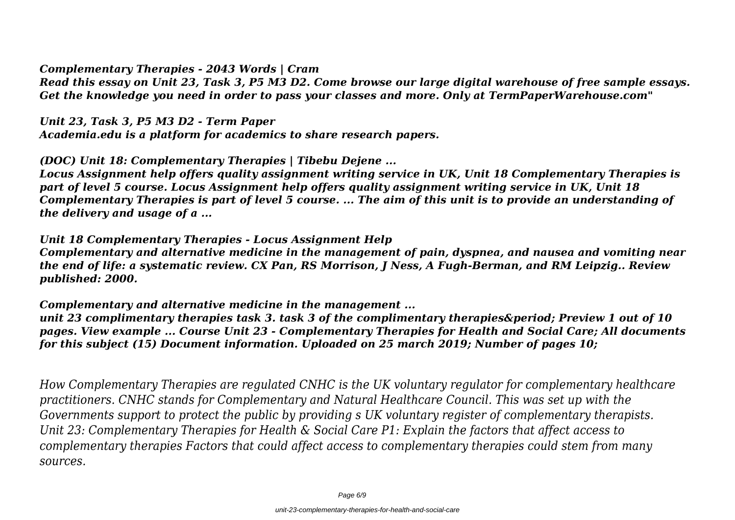***Complementary Therapies - 2043 Words | Cram***
***Read this essay on Unit 23, Task 3, P5 M3 D2. Come browse our large digital warehouse of free sample essays. Get the knowledge you need in order to pass your classes and more. Only at TermPaperWarehouse.com"***

***Unit 23, Task 3, P5 M3 D2 - Term Paper***
***Academia.edu is a platform for academics to share research papers.***

***(DOC) Unit 18: Complementary Therapies | Tibebu Dejene ...***
***Locus Assignment help offers quality assignment writing service in UK, Unit 18 Complementary Therapies is part of level 5 course. Locus Assignment help offers quality assignment writing service in UK, Unit 18 Complementary Therapies is part of level 5 course. ... The aim of this unit is to provide an understanding of the delivery and usage of a ...***

***Unit 18 Complementary Therapies - Locus Assignment Help***
***Complementary and alternative medicine in the management of pain, dyspnea, and nausea and vomiting near the end of life: a systematic review. CX Pan, RS Morrison, J Ness, A Fugh-Berman, and RM Leipzig.. Review published: 2000.***

***Complementary and alternative medicine in the management ...***
***unit 23 complimentary therapies task 3. task 3 of the complimentary therapies&period; Preview 1 out of 10 pages. View example ... Course Unit 23 - Complementary Therapies for Health and Social Care; All documents for this subject (15) Document information. Uploaded on 25 march 2019; Number of pages 10;***

*How Complementary Therapies are regulated CNHC is the UK voluntary regulator for complementary healthcare practitioners. CNHC stands for Complementary and Natural Healthcare Council. This was set up with the Governments support to protect the public by providing s UK voluntary register of complementary therapists.*
*Unit 23: Complementary Therapies for Health & Social Care P1: Explain the factors that affect access to complementary therapies Factors that could affect access to complementary therapies could stem from many sources.*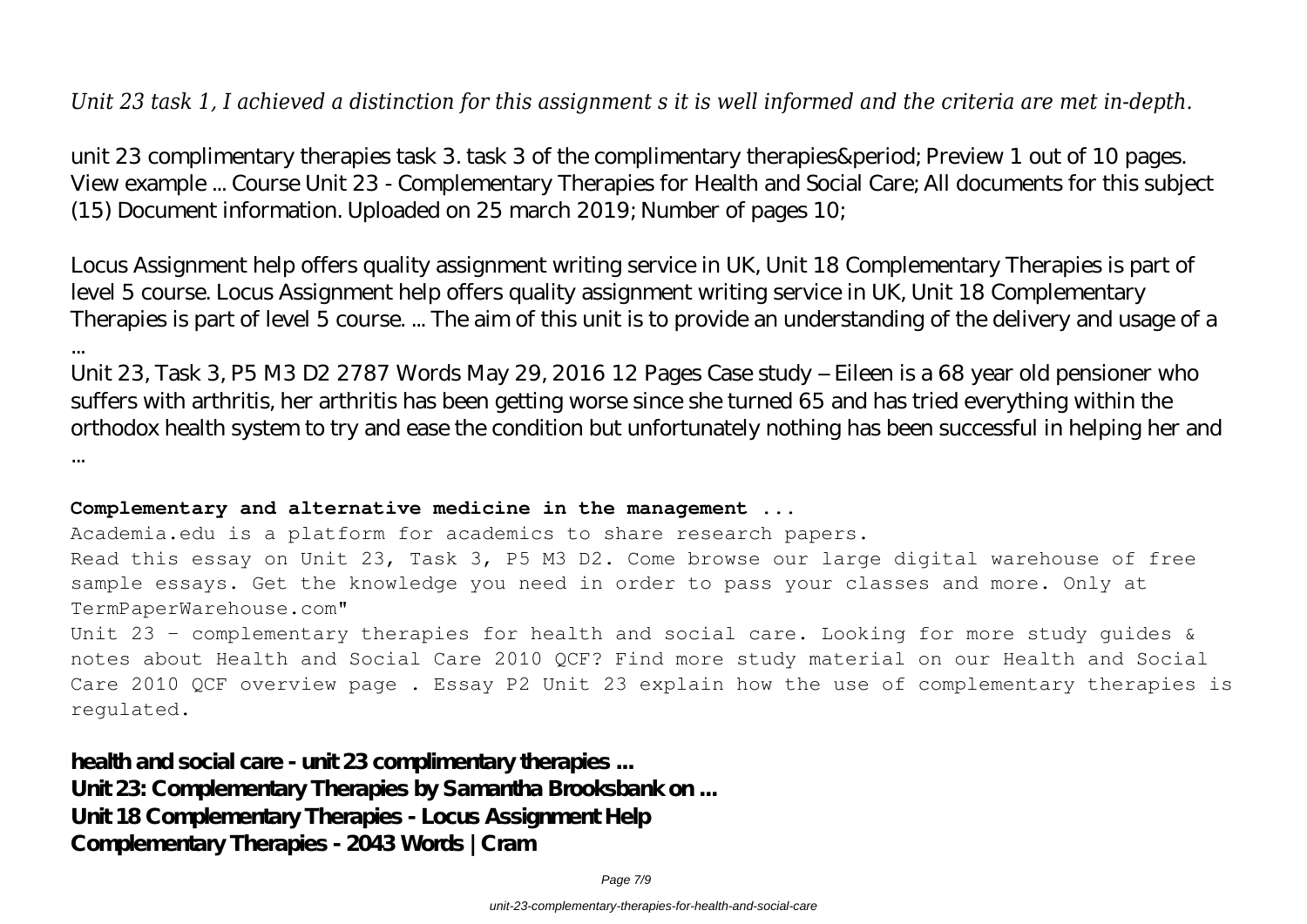*Unit 23 task 1, I achieved a distinction for this assignment s it is well informed and the criteria are met in-depth.*

unit 23 complimentary therapies task 3. task 3 of the complimentary therapies&period; Preview 1 out of 10 pages. View example ... Course Unit 23 - Complementary Therapies for Health and Social Care; All documents for this subject (15) Document information. Uploaded on 25 march 2019; Number of pages 10;

Locus Assignment help offers quality assignment writing service in UK, Unit 18 Complementary Therapies is part of level 5 course. Locus Assignment help offers quality assignment writing service in UK, Unit 18 Complementary Therapies is part of level 5 course. ... The aim of this unit is to provide an understanding of the delivery and usage of a ...

Unit 23, Task 3, P5 M3 D2 2787 Words May 29, 2016 12 Pages Case study – Eileen is a 68 year old pensioner who suffers with arthritis, her arthritis has been getting worse since she turned 65 and has tried everything within the orthodox health system to try and ease the condition but unfortunately nothing has been successful in helping her and ...

**Complementary and alternative medicine in the management ...**

Academia.edu is a platform for academics to share research papers.

Read this essay on Unit 23, Task 3, P5 M3 D2. Come browse our large digital warehouse of free sample essays. Get the knowledge you need in order to pass your classes and more. Only at TermPaperWarehouse.com"

Unit 23 - complementary therapies for health and social care. Looking for more study guides & notes about Health and Social Care 2010 QCF? Find more study material on our Health and Social Care 2010 QCF overview page . Essay P2 Unit 23 explain how the use of complementary therapies is regulated.

**health and social care - unit 23 complimentary therapies ...**
**Unit 23: Complementary Therapies by Samantha Brooksbank on ...**
**Unit 18 Complementary Therapies - Locus Assignment Help**
**Complementary Therapies - 2043 Words | Cram**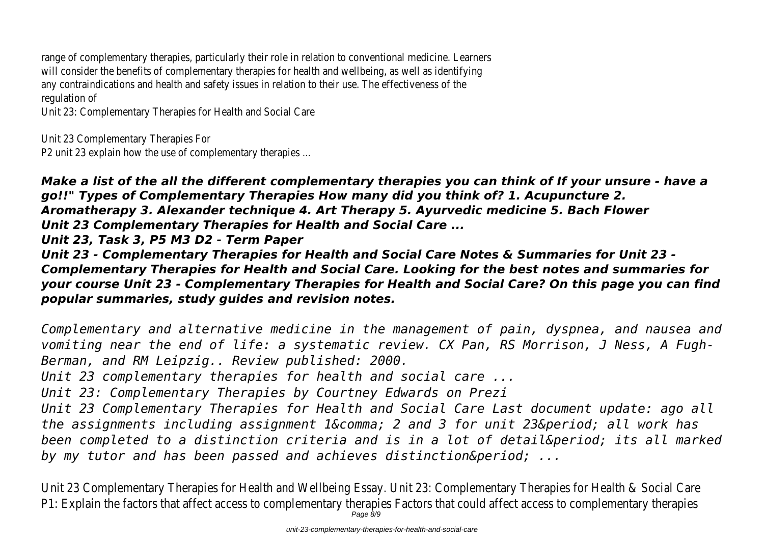range of complementary therapies, particularly their role in relation to conventional medicine. Learners will consider the benefits of complementary therapies for health and wellbeing, as well as identifying any contraindications and health and safety issues in relation to their use. The effectiveness of the regulation of

Unit 23: Complementary Therapies for Health and Social Care

Unit 23 Complementary Therapies For

P2 unit 23 explain how the use of complementary therapies ...

***Make a list of the all the different complementary therapies you can think of If your unsure - have a go!!" Types of Complementary Therapies How many did you think of? 1. Acupuncture 2. Aromatherapy 3. Alexander technique 4. Art Therapy 5. Ayurvedic medicine 5. Bach Flower***

***Unit 23 Complementary Therapies for Health and Social Care ...***

***Unit 23, Task 3, P5 M3 D2 - Term Paper***

***Unit 23 - Complementary Therapies for Health and Social Care Notes & Summaries for Unit 23 - Complementary Therapies for Health and Social Care. Looking for the best notes and summaries for your course Unit 23 - Complementary Therapies for Health and Social Care? On this page you can find popular summaries, study guides and revision notes.***

*Complementary and alternative medicine in the management of pain, dyspnea, and nausea and vomiting near the end of life: a systematic review. CX Pan, RS Morrison, J Ness, A Fugh-Berman, and RM Leipzig.. Review published: 2000.*

*Unit 23 complementary therapies for health and social care ...*

*Unit 23: Complementary Therapies by Courtney Edwards on Prezi*

*Unit 23 Complementary Therapies for Health and Social Care Last document update: ago all the assignments including assignment 1&comma; 2 and 3 for unit 23&period; all work has been completed to a distinction criteria and is in a lot of detail&period; its all marked by my tutor and has been passed and achieves distinction&period; ...*

Unit 23 Complementary Therapies for Health and Wellbeing Essay. Unit 23: Complementary Therapies for Health & Social Care P1: Explain the factors that affect access to complementary therapies Factors that could affect access to complementary therapies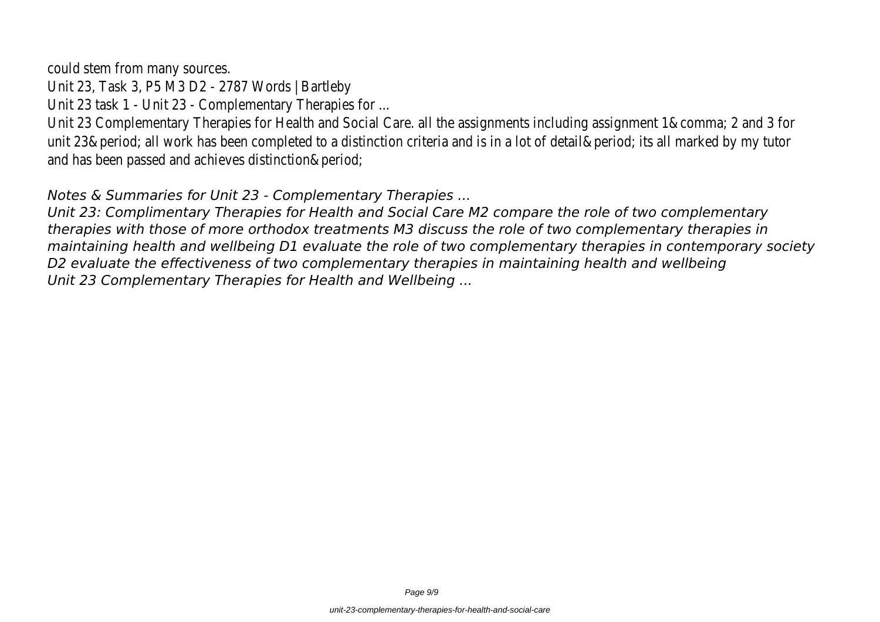could stem from many sources.

Unit 23, Task 3, P5 M3 D2 - 2787 Words | Bartleby

Unit 23 task 1 - Unit 23 - Complementary Therapies for ...

Unit 23 Complementary Therapies for Health and Social Care. all the assignments including assignment 1&comma; 2 and 3 for unit 23&period; all work has been completed to a distinction criteria and is in a lot of detail&period; its all marked by my tutor and has been passed and achieves distinction&period;

*Notes & Summaries for Unit 23 - Complementary Therapies ...*

*Unit 23: Complimentary Therapies for Health and Social Care M2 compare the role of two complementary therapies with those of more orthodox treatments M3 discuss the role of two complementary therapies in maintaining health and wellbeing D1 evaluate the role of two complementary therapies in contemporary society D2 evaluate the effectiveness of two complementary therapies in maintaining health and wellbeing*

*Unit 23 Complementary Therapies for Health and Wellbeing ...*